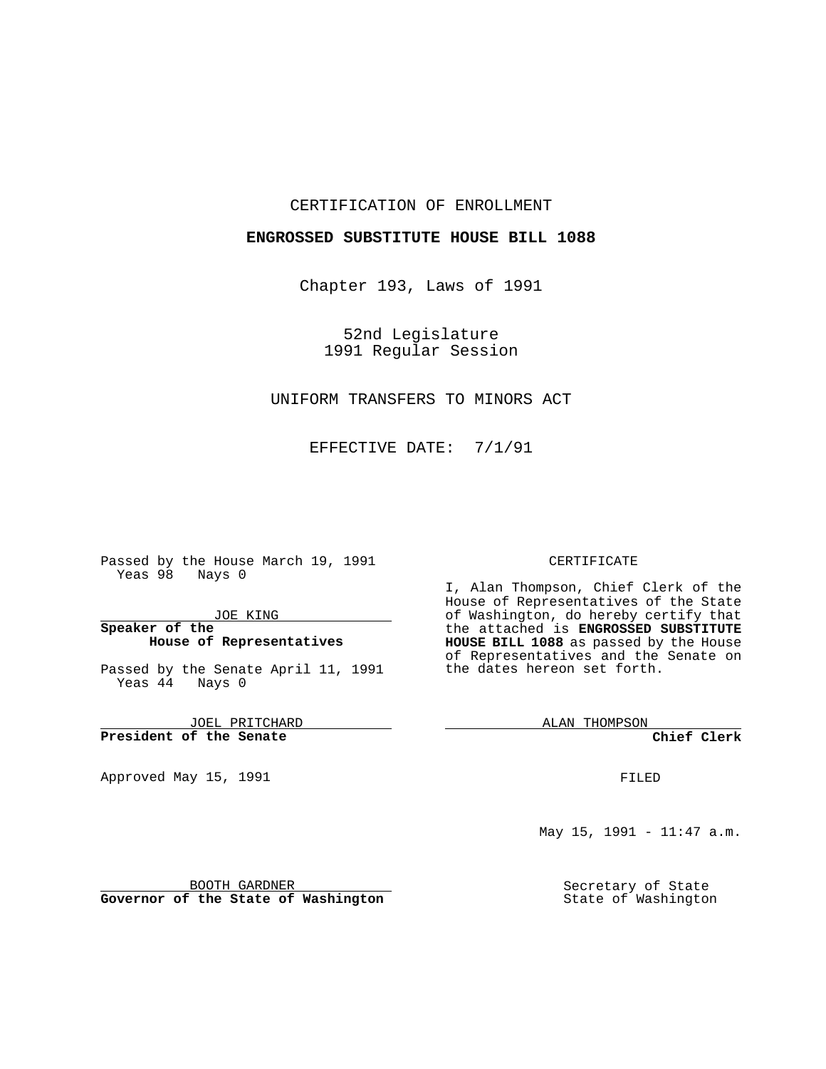CERTIFICATION OF ENROLLMENT

**ENGROSSED SUBSTITUTE HOUSE BILL 1088**

Chapter 193, Laws of 1991

52nd Legislature
1991 Regular Session

UNIFORM TRANSFERS TO MINORS ACT

EFFECTIVE DATE: 7/1/91

Passed by the House March 19, 1991
Yeas 98 Nays 0

JOE KING
**Speaker of the House of Representatives**

Passed by the Senate April 11, 1991
Yeas 44 Nays 0

JOEL PRITCHARD
**President of the Senate**

Approved May 15, 1991

BOOTH GARDNER
**Governor of the State of Washington**

CERTIFICATE

I, Alan Thompson, Chief Clerk of the House of Representatives of the State of Washington, do hereby certify that the attached is **ENGROSSED SUBSTITUTE HOUSE BILL 1088** as passed by the House of Representatives and the Senate on the dates hereon set forth.

ALAN THOMPSON
**Chief Clerk**

FILED

May 15, 1991 - 11:47 a.m.

Secretary of State
State of Washington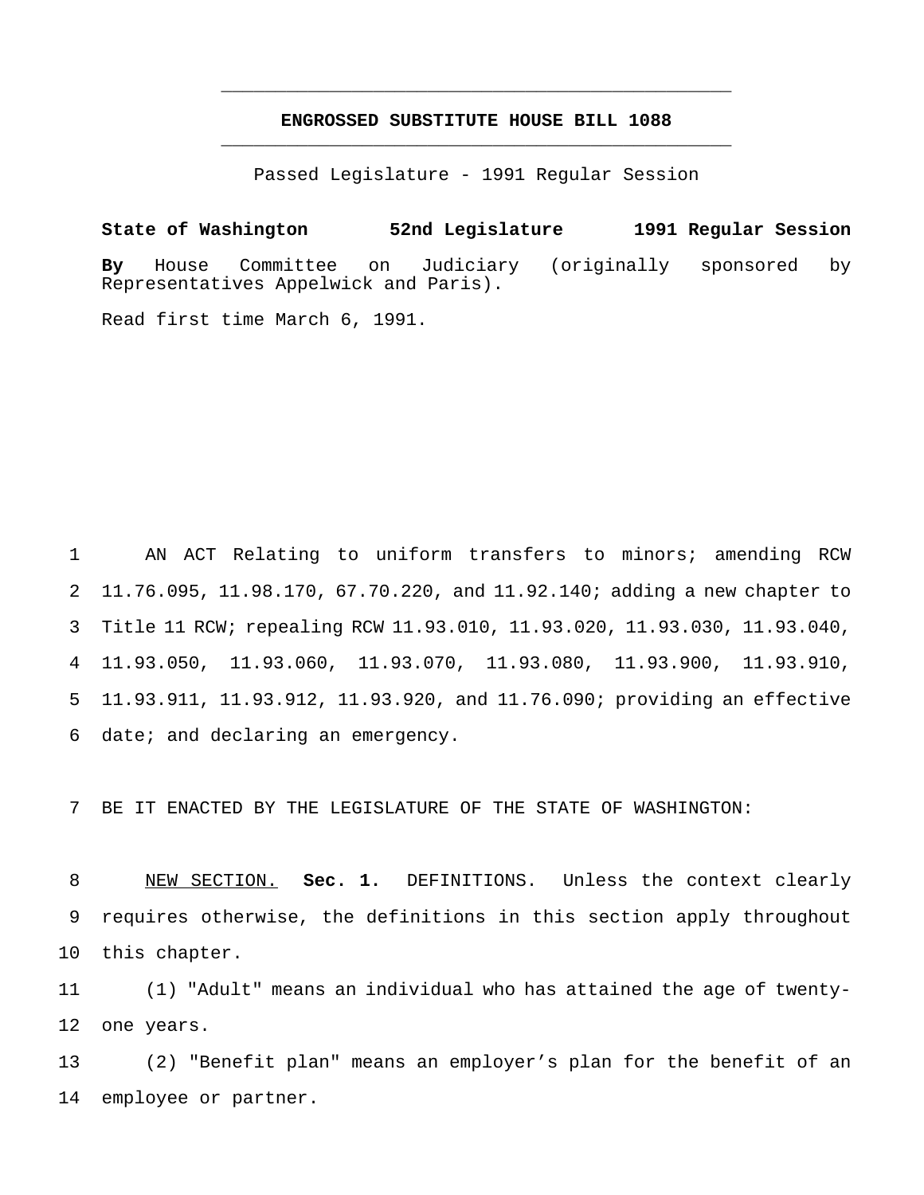## ENGROSSED SUBSTITUTE HOUSE BILL 1088

Passed Legislature - 1991 Regular Session

**State of Washington 52nd Legislature 1991 Regular Session**

**By** House Committee on Judiciary (originally sponsored by Representatives Appelwick and Paris).

Read first time March 6, 1991.

AN ACT Relating to uniform transfers to minors; amending RCW 11.76.095, 11.98.170, 67.70.220, and 11.92.140; adding a new chapter to Title 11 RCW; repealing RCW 11.93.010, 11.93.020, 11.93.030, 11.93.040, 11.93.050, 11.93.060, 11.93.070, 11.93.080, 11.93.900, 11.93.910, 11.93.911, 11.93.912, 11.93.920, and 11.76.090; providing an effective date; and declaring an emergency.

BE IT ENACTED BY THE LEGISLATURE OF THE STATE OF WASHINGTON:

NEW SECTION. **Sec. 1.** DEFINITIONS. Unless the context clearly requires otherwise, the definitions in this section apply throughout this chapter.

(1) "Adult" means an individual who has attained the age of twenty-one years.

(2) "Benefit plan" means an employer's plan for the benefit of an employee or partner.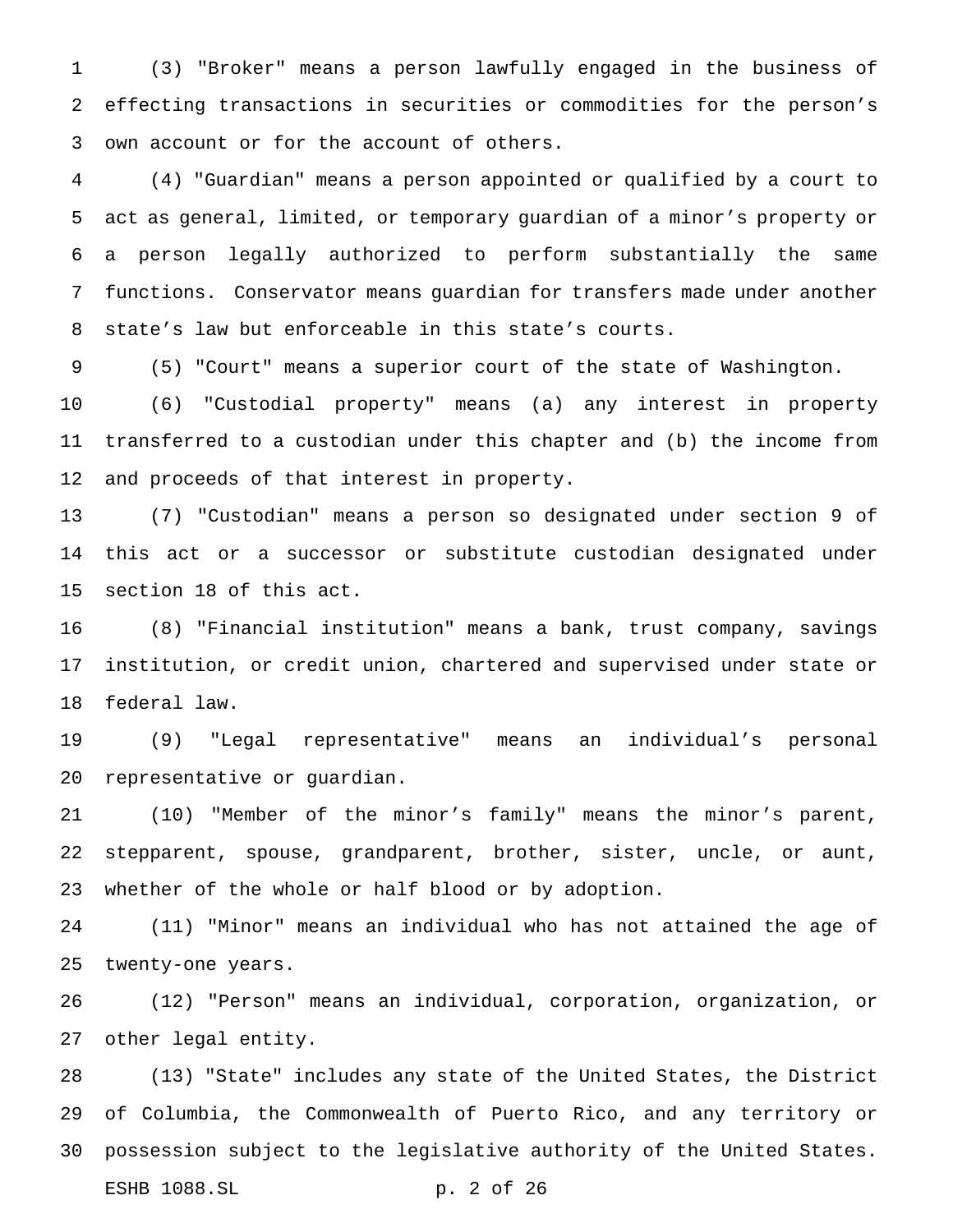(3) "Broker" means a person lawfully engaged in the business of effecting transactions in securities or commodities for the person's own account or for the account of others.

(4) "Guardian" means a person appointed or qualified by a court to act as general, limited, or temporary guardian of a minor's property or a person legally authorized to perform substantially the same functions. Conservator means guardian for transfers made under another state's law but enforceable in this state's courts.

(5) "Court" means a superior court of the state of Washington.

(6) "Custodial property" means (a) any interest in property transferred to a custodian under this chapter and (b) the income from and proceeds of that interest in property.

(7) "Custodian" means a person so designated under section 9 of this act or a successor or substitute custodian designated under section 18 of this act.

(8) "Financial institution" means a bank, trust company, savings institution, or credit union, chartered and supervised under state or federal law.

(9) "Legal representative" means an individual's personal representative or guardian.

(10) "Member of the minor's family" means the minor's parent, stepparent, spouse, grandparent, brother, sister, uncle, or aunt, whether of the whole or half blood or by adoption.

(11) "Minor" means an individual who has not attained the age of twenty-one years.

(12) "Person" means an individual, corporation, organization, or other legal entity.

(13) "State" includes any state of the United States, the District of Columbia, the Commonwealth of Puerto Rico, and any territory or possession subject to the legislative authority of the United States.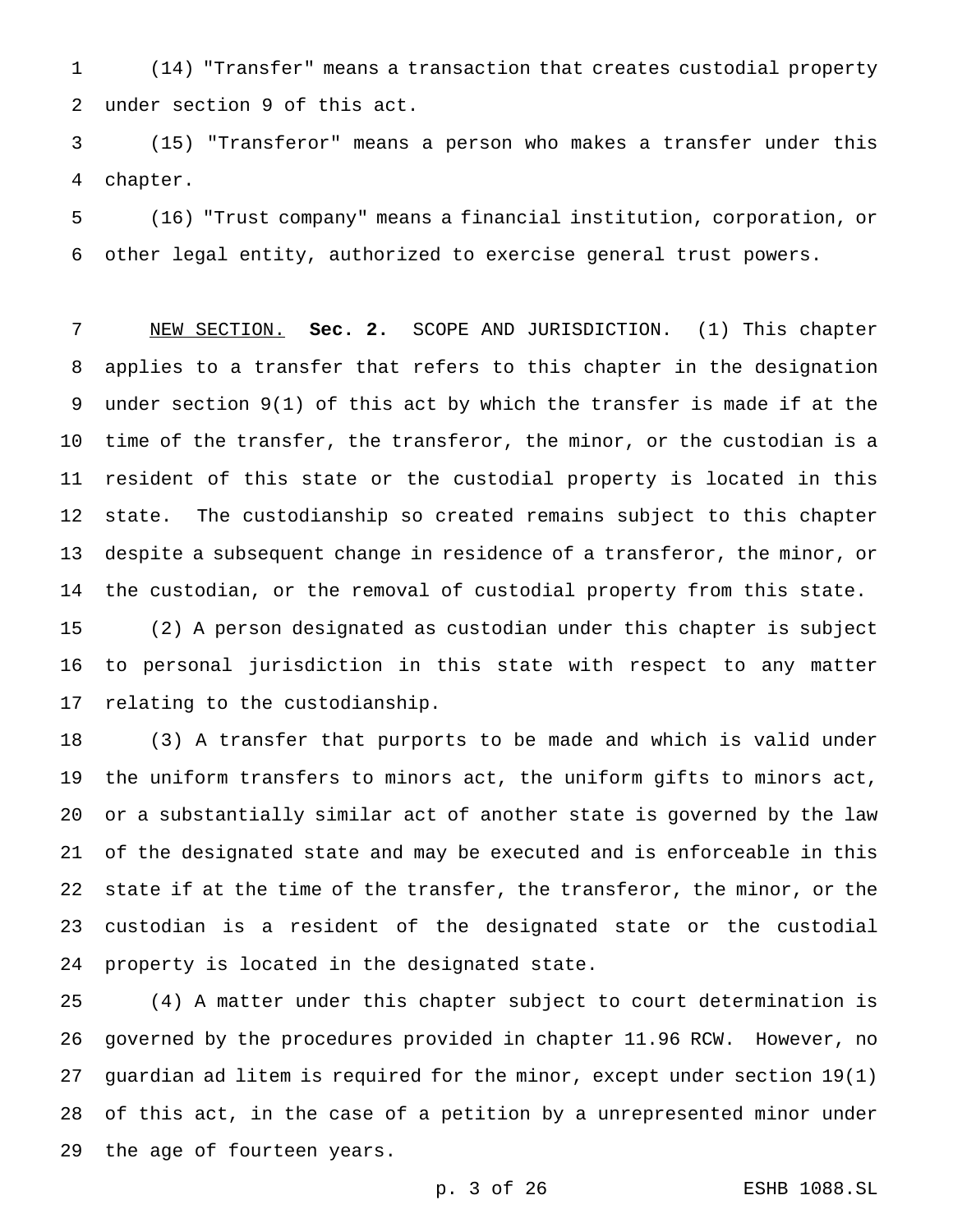(14) "Transfer" means a transaction that creates custodial property under section 9 of this act.

(15) "Transferor" means a person who makes a transfer under this chapter.

(16) "Trust company" means a financial institution, corporation, or other legal entity, authorized to exercise general trust powers.

NEW SECTION. **Sec. 2.** SCOPE AND JURISDICTION. (1) This chapter applies to a transfer that refers to this chapter in the designation under section 9(1) of this act by which the transfer is made if at the time of the transfer, the transferor, the minor, or the custodian is a resident of this state or the custodial property is located in this state. The custodianship so created remains subject to this chapter despite a subsequent change in residence of a transferor, the minor, or the custodian, or the removal of custodial property from this state.

(2) A person designated as custodian under this chapter is subject to personal jurisdiction in this state with respect to any matter relating to the custodianship.

(3) A transfer that purports to be made and which is valid under the uniform transfers to minors act, the uniform gifts to minors act, or a substantially similar act of another state is governed by the law of the designated state and may be executed and is enforceable in this state if at the time of the transfer, the transferor, the minor, or the custodian is a resident of the designated state or the custodial property is located in the designated state.

(4) A matter under this chapter subject to court determination is governed by the procedures provided in chapter 11.96 RCW. However, no guardian ad litem is required for the minor, except under section 19(1) of this act, in the case of a petition by a unrepresented minor under the age of fourteen years.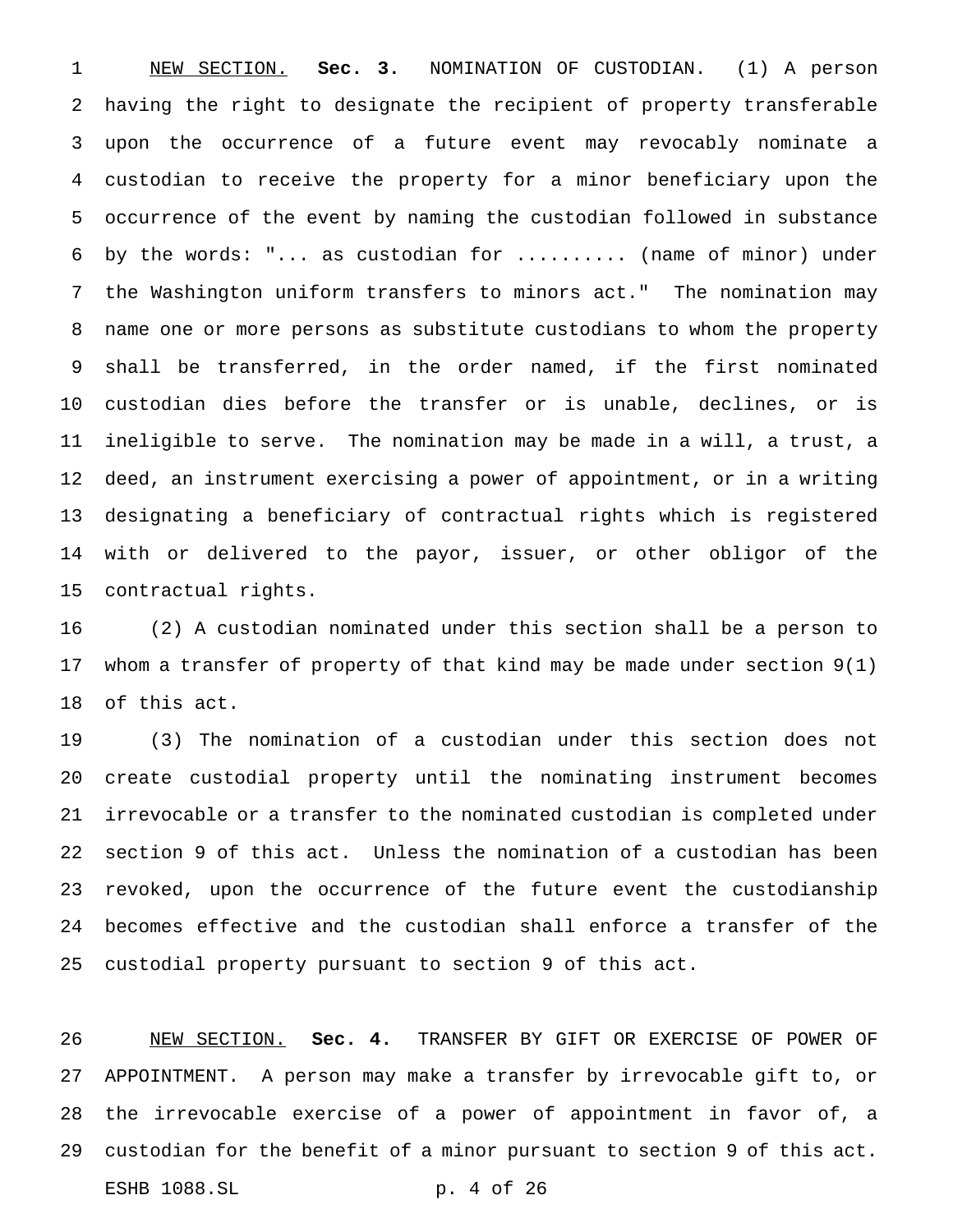NEW SECTION. **Sec. 3.** NOMINATION OF CUSTODIAN. (1) A person having the right to designate the recipient of property transferable upon the occurrence of a future event may revocably nominate a custodian to receive the property for a minor beneficiary upon the occurrence of the event by naming the custodian followed in substance by the words: "... as custodian for .......... (name of minor) under the Washington uniform transfers to minors act." The nomination may name one or more persons as substitute custodians to whom the property shall be transferred, in the order named, if the first nominated custodian dies before the transfer or is unable, declines, or is ineligible to serve. The nomination may be made in a will, a trust, a deed, an instrument exercising a power of appointment, or in a writing designating a beneficiary of contractual rights which is registered with or delivered to the payor, issuer, or other obligor of the contractual rights.

(2) A custodian nominated under this section shall be a person to whom a transfer of property of that kind may be made under section 9(1) of this act.

(3) The nomination of a custodian under this section does not create custodial property until the nominating instrument becomes irrevocable or a transfer to the nominated custodian is completed under section 9 of this act. Unless the nomination of a custodian has been revoked, upon the occurrence of the future event the custodianship becomes effective and the custodian shall enforce a transfer of the custodial property pursuant to section 9 of this act.

NEW SECTION. **Sec. 4.** TRANSFER BY GIFT OR EXERCISE OF POWER OF APPOINTMENT. A person may make a transfer by irrevocable gift to, or the irrevocable exercise of a power of appointment in favor of, a custodian for the benefit of a minor pursuant to section 9 of this act.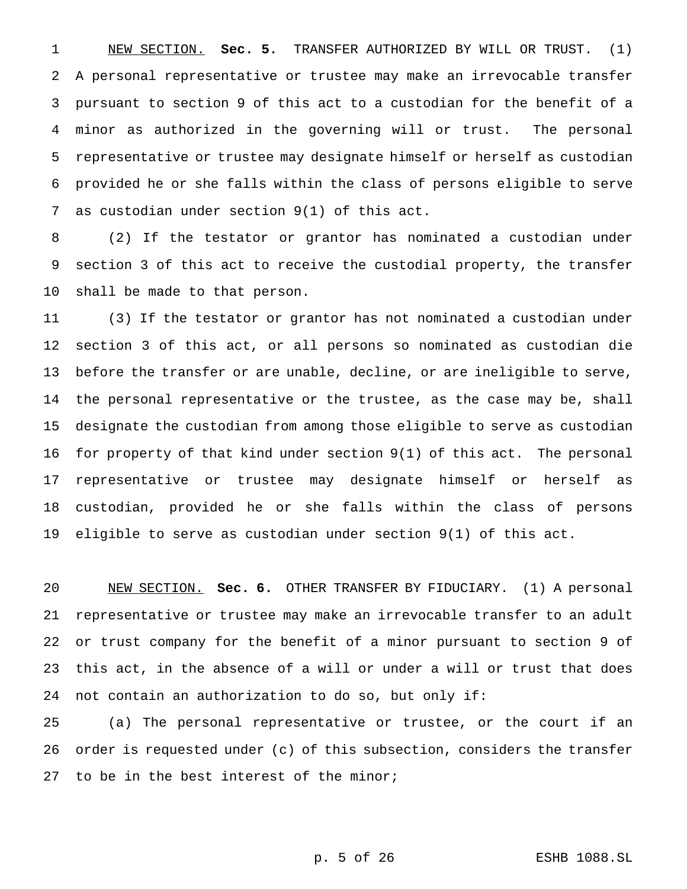NEW SECTION. **Sec. 5.** TRANSFER AUTHORIZED BY WILL OR TRUST. (1) A personal representative or trustee may make an irrevocable transfer pursuant to section 9 of this act to a custodian for the benefit of a minor as authorized in the governing will or trust. The personal representative or trustee may designate himself or herself as custodian provided he or she falls within the class of persons eligible to serve as custodian under section 9(1) of this act.

(2) If the testator or grantor has nominated a custodian under section 3 of this act to receive the custodial property, the transfer shall be made to that person.

(3) If the testator or grantor has not nominated a custodian under section 3 of this act, or all persons so nominated as custodian die before the transfer or are unable, decline, or are ineligible to serve, the personal representative or the trustee, as the case may be, shall designate the custodian from among those eligible to serve as custodian for property of that kind under section 9(1) of this act. The personal representative or trustee may designate himself or herself as custodian, provided he or she falls within the class of persons eligible to serve as custodian under section 9(1) of this act.

NEW SECTION. **Sec. 6.** OTHER TRANSFER BY FIDUCIARY. (1) A personal representative or trustee may make an irrevocable transfer to an adult or trust company for the benefit of a minor pursuant to section 9 of this act, in the absence of a will or under a will or trust that does not contain an authorization to do so, but only if:

(a) The personal representative or trustee, or the court if an order is requested under (c) of this subsection, considers the transfer to be in the best interest of the minor;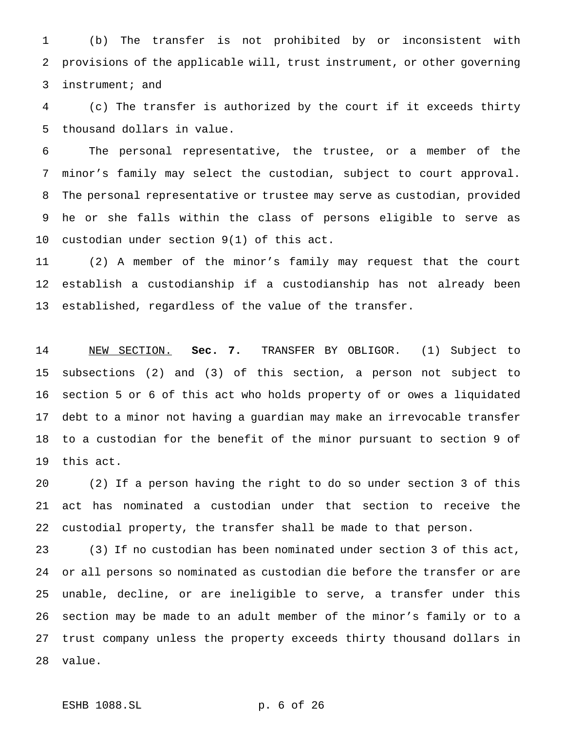(b) The transfer is not prohibited by or inconsistent with provisions of the applicable will, trust instrument, or other governing instrument; and

(c) The transfer is authorized by the court if it exceeds thirty thousand dollars in value.

The personal representative, the trustee, or a member of the minor's family may select the custodian, subject to court approval. The personal representative or trustee may serve as custodian, provided he or she falls within the class of persons eligible to serve as custodian under section 9(1) of this act.

(2) A member of the minor's family may request that the court establish a custodianship if a custodianship has not already been established, regardless of the value of the transfer.

NEW SECTION. **Sec. 7.** TRANSFER BY OBLIGOR. (1) Subject to subsections (2) and (3) of this section, a person not subject to section 5 or 6 of this act who holds property of or owes a liquidated debt to a minor not having a guardian may make an irrevocable transfer to a custodian for the benefit of the minor pursuant to section 9 of this act.

(2) If a person having the right to do so under section 3 of this act has nominated a custodian under that section to receive the custodial property, the transfer shall be made to that person.

(3) If no custodian has been nominated under section 3 of this act, or all persons so nominated as custodian die before the transfer or are unable, decline, or are ineligible to serve, a transfer under this section may be made to an adult member of the minor's family or to a trust company unless the property exceeds thirty thousand dollars in value.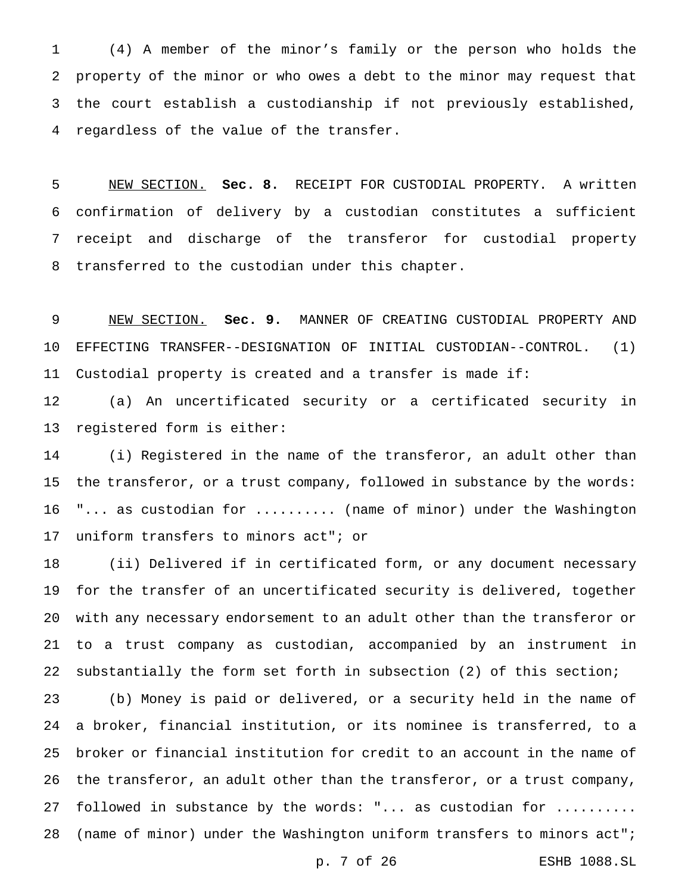(4) A member of the minor's family or the person who holds the property of the minor or who owes a debt to the minor may request that the court establish a custodianship if not previously established, regardless of the value of the transfer.

NEW SECTION. **Sec. 8.** RECEIPT FOR CUSTODIAL PROPERTY. A written confirmation of delivery by a custodian constitutes a sufficient receipt and discharge of the transferor for custodial property transferred to the custodian under this chapter.

NEW SECTION. **Sec. 9.** MANNER OF CREATING CUSTODIAL PROPERTY AND EFFECTING TRANSFER--DESIGNATION OF INITIAL CUSTODIAN--CONTROL. (1) Custodial property is created and a transfer is made if:

(a) An uncertificated security or a certificated security in registered form is either:

(i) Registered in the name of the transferor, an adult other than the transferor, or a trust company, followed in substance by the words: "... as custodian for .......... (name of minor) under the Washington uniform transfers to minors act"; or

(ii) Delivered if in certificated form, or any document necessary for the transfer of an uncertificated security is delivered, together with any necessary endorsement to an adult other than the transferor or to a trust company as custodian, accompanied by an instrument in substantially the form set forth in subsection (2) of this section;

(b) Money is paid or delivered, or a security held in the name of a broker, financial institution, or its nominee is transferred, to a broker or financial institution for credit to an account in the name of the transferor, an adult other than the transferor, or a trust company, followed in substance by the words: "... as custodian for .......... (name of minor) under the Washington uniform transfers to minors act";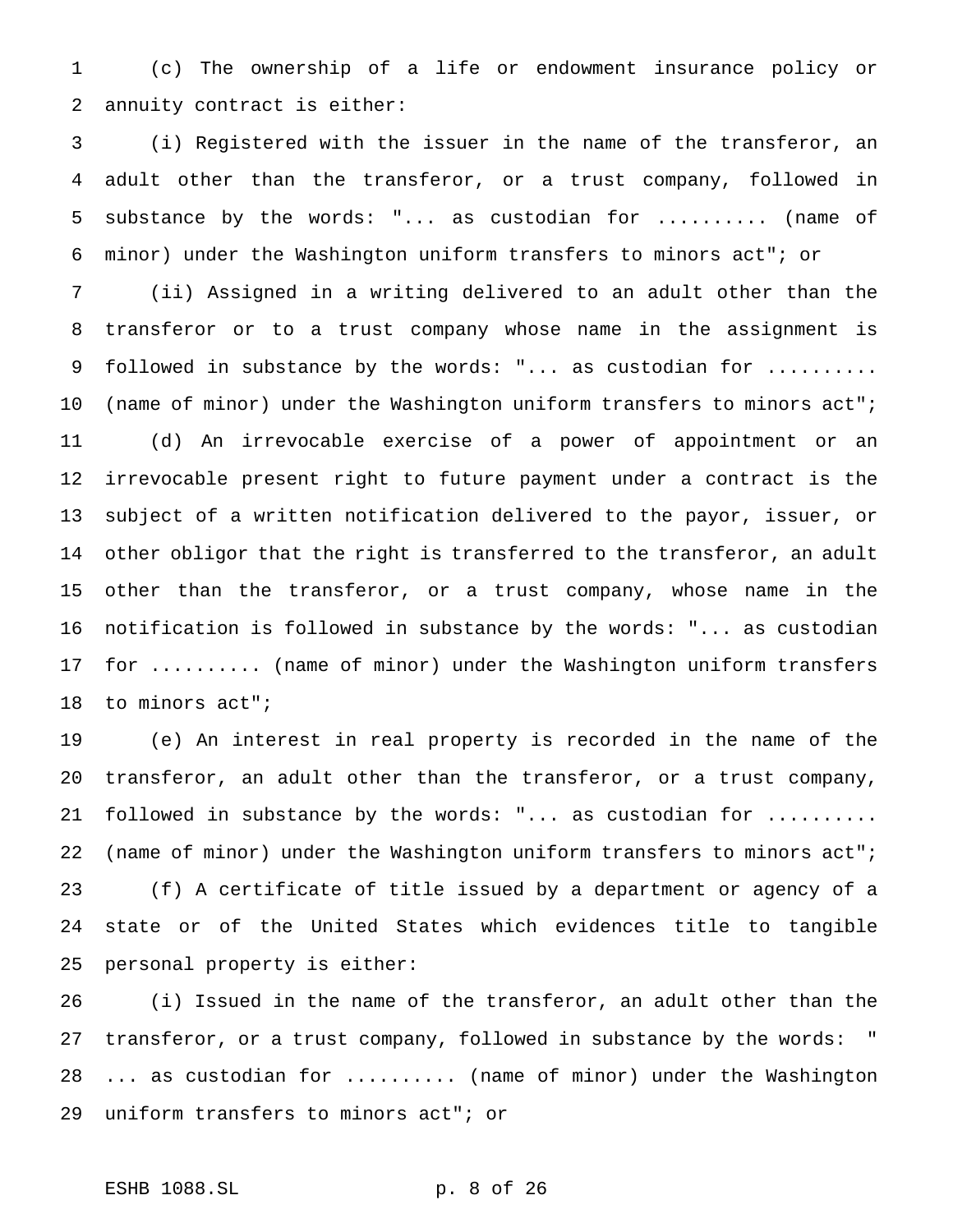(c) The ownership of a life or endowment insurance policy or annuity contract is either:

(i) Registered with the issuer in the name of the transferor, an adult other than the transferor, or a trust company, followed in substance by the words: "... as custodian for .......... (name of minor) under the Washington uniform transfers to minors act"; or

(ii) Assigned in a writing delivered to an adult other than the transferor or to a trust company whose name in the assignment is followed in substance by the words: "... as custodian for .......... (name of minor) under the Washington uniform transfers to minors act";

(d) An irrevocable exercise of a power of appointment or an irrevocable present right to future payment under a contract is the subject of a written notification delivered to the payor, issuer, or other obligor that the right is transferred to the transferor, an adult other than the transferor, or a trust company, whose name in the notification is followed in substance by the words: "... as custodian for .......... (name of minor) under the Washington uniform transfers to minors act";

(e) An interest in real property is recorded in the name of the transferor, an adult other than the transferor, or a trust company, followed in substance by the words: "... as custodian for .......... (name of minor) under the Washington uniform transfers to minors act";

(f) A certificate of title issued by a department or agency of a state or of the United States which evidences title to tangible personal property is either:

(i) Issued in the name of the transferor, an adult other than the transferor, or a trust company, followed in substance by the words: " ... as custodian for .......... (name of minor) under the Washington uniform transfers to minors act"; or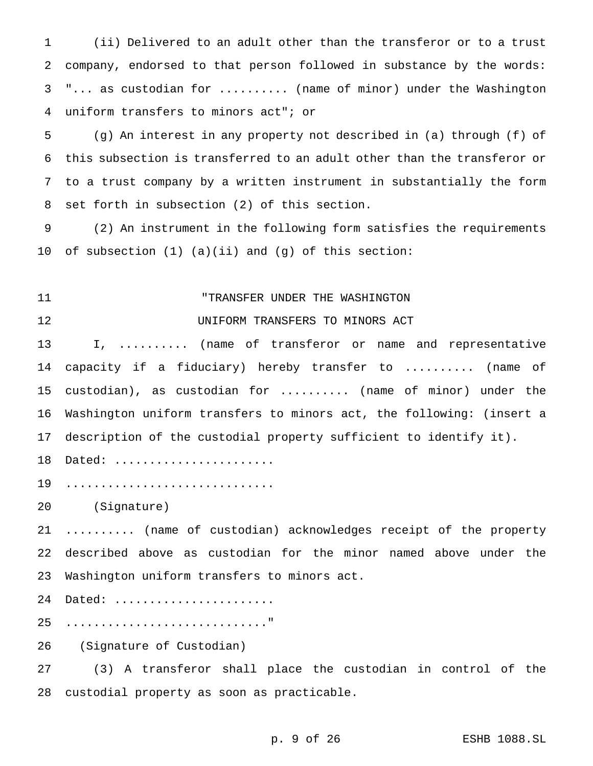(ii) Delivered to an adult other than the transferor or to a trust company, endorsed to that person followed in substance by the words: "... as custodian for .......... (name of minor) under the Washington uniform transfers to minors act"; or

(g) An interest in any property not described in (a) through (f) of this subsection is transferred to an adult other than the transferor or to a trust company by a written instrument in substantially the form set forth in subsection (2) of this section.

(2) An instrument in the following form satisfies the requirements of subsection (1) (a)(ii) and (g) of this section:

"TRANSFER UNDER THE WASHINGTON
UNIFORM TRANSFERS TO MINORS ACT

I, .......... (name of transferor or name and representative capacity if a fiduciary) hereby transfer to .......... (name of custodian), as custodian for .......... (name of minor) under the Washington uniform transfers to minors act, the following: (insert a description of the custodial property sufficient to identify it).

Dated: .......................

..............................

(Signature)

.......... (name of custodian) acknowledges receipt of the property described above as custodian for the minor named above under the Washington uniform transfers to minors act.

Dated: .......................

............................"

(Signature of Custodian)

(3) A transferor shall place the custodian in control of the custodial property as soon as practicable.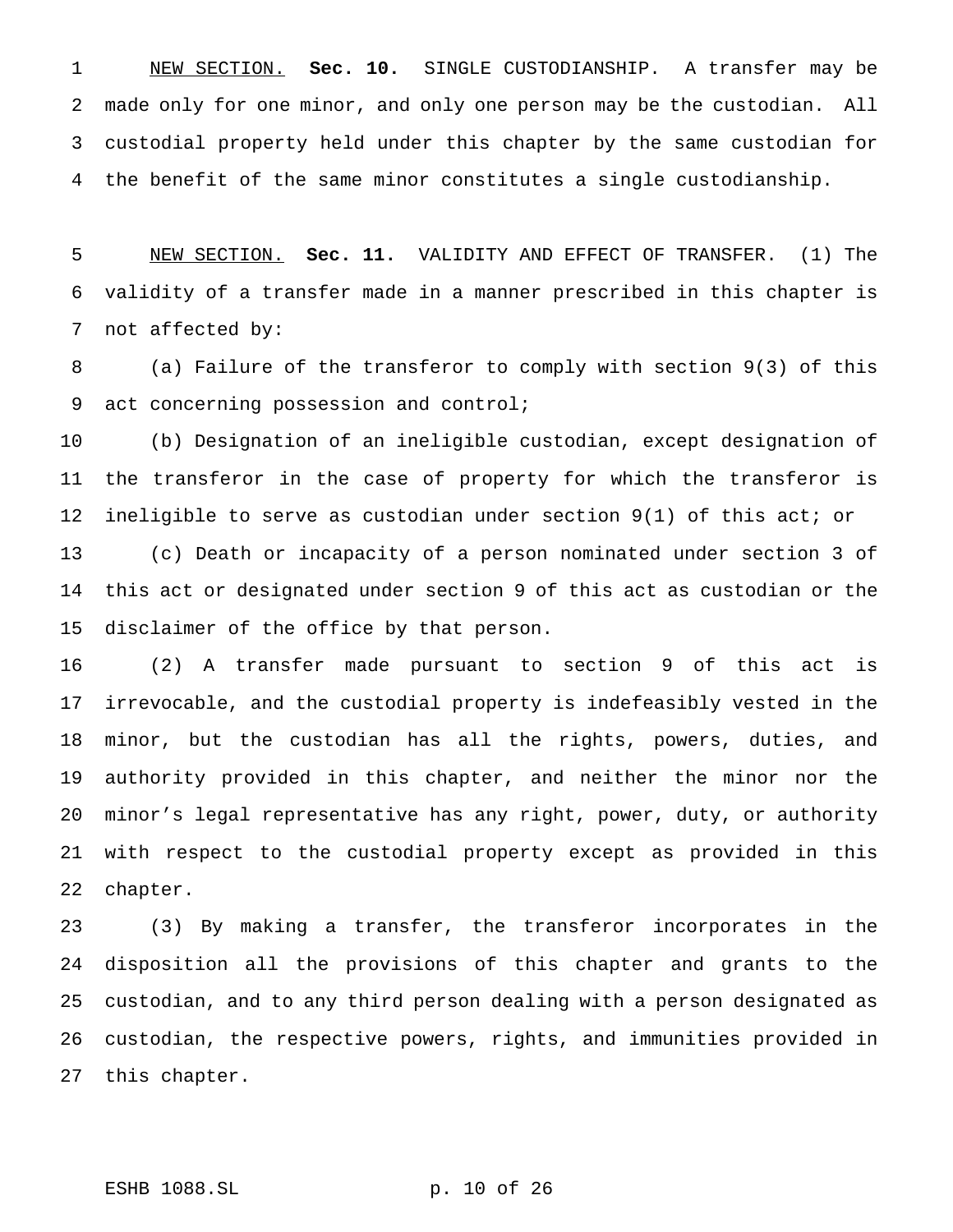NEW SECTION. **Sec. 10.** SINGLE CUSTODIANSHIP. A transfer may be made only for one minor, and only one person may be the custodian. All custodial property held under this chapter by the same custodian for the benefit of the same minor constitutes a single custodianship.

NEW SECTION. **Sec. 11.** VALIDITY AND EFFECT OF TRANSFER. (1) The validity of a transfer made in a manner prescribed in this chapter is not affected by:

(a) Failure of the transferor to comply with section 9(3) of this act concerning possession and control;

(b) Designation of an ineligible custodian, except designation of the transferor in the case of property for which the transferor is ineligible to serve as custodian under section 9(1) of this act; or

(c) Death or incapacity of a person nominated under section 3 of this act or designated under section 9 of this act as custodian or the disclaimer of the office by that person.

(2) A transfer made pursuant to section 9 of this act is irrevocable, and the custodial property is indefeasibly vested in the minor, but the custodian has all the rights, powers, duties, and authority provided in this chapter, and neither the minor nor the minor's legal representative has any right, power, duty, or authority with respect to the custodial property except as provided in this chapter.

(3) By making a transfer, the transferor incorporates in the disposition all the provisions of this chapter and grants to the custodian, and to any third person dealing with a person designated as custodian, the respective powers, rights, and immunities provided in this chapter.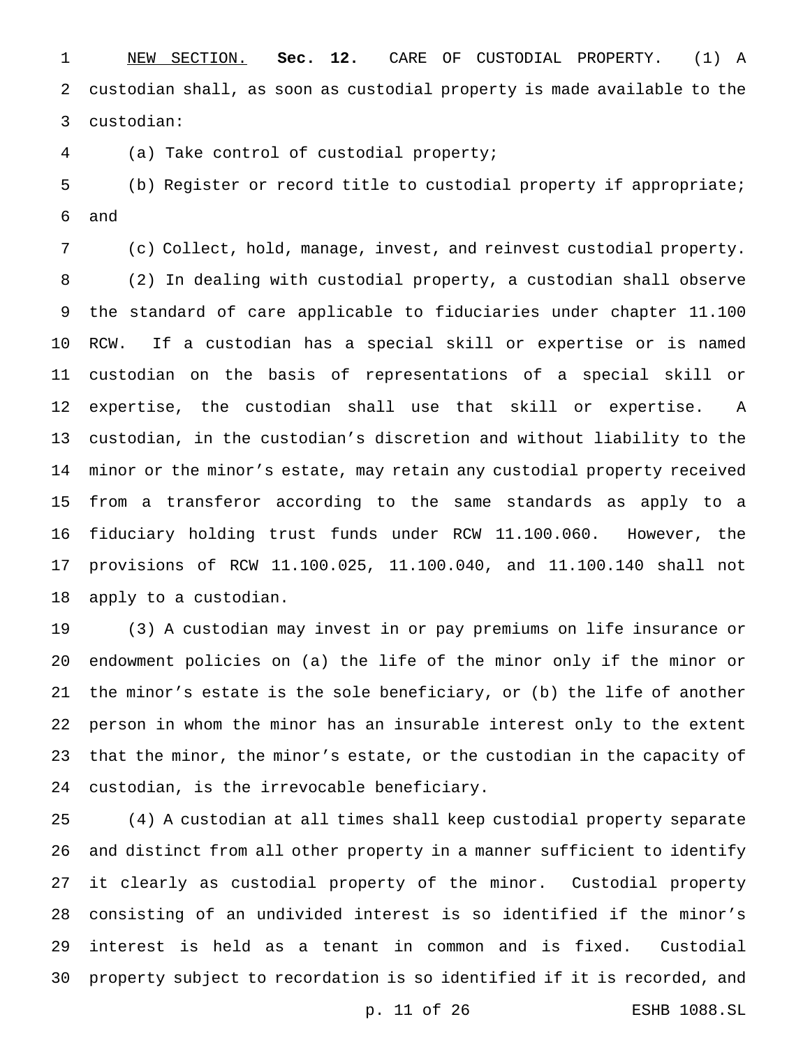<u>NEW SECTION.</u> **Sec. 12.** CARE OF CUSTODIAL PROPERTY. (1) A custodian shall, as soon as custodial property is made available to the custodian:

(a) Take control of custodial property;

(b) Register or record title to custodial property if appropriate; and

(c) Collect, hold, manage, invest, and reinvest custodial property.

(2) In dealing with custodial property, a custodian shall observe the standard of care applicable to fiduciaries under chapter 11.100 RCW. If a custodian has a special skill or expertise or is named custodian on the basis of representations of a special skill or expertise, the custodian shall use that skill or expertise. A custodian, in the custodian's discretion and without liability to the minor or the minor's estate, may retain any custodial property received from a transferor according to the same standards as apply to a fiduciary holding trust funds under RCW 11.100.060. However, the provisions of RCW 11.100.025, 11.100.040, and 11.100.140 shall not apply to a custodian.

(3) A custodian may invest in or pay premiums on life insurance or endowment policies on (a) the life of the minor only if the minor or the minor's estate is the sole beneficiary, or (b) the life of another person in whom the minor has an insurable interest only to the extent that the minor, the minor's estate, or the custodian in the capacity of custodian, is the irrevocable beneficiary.

(4) A custodian at all times shall keep custodial property separate and distinct from all other property in a manner sufficient to identify it clearly as custodial property of the minor. Custodial property consisting of an undivided interest is so identified if the minor's interest is held as a tenant in common and is fixed. Custodial property subject to recordation is so identified if it is recorded, and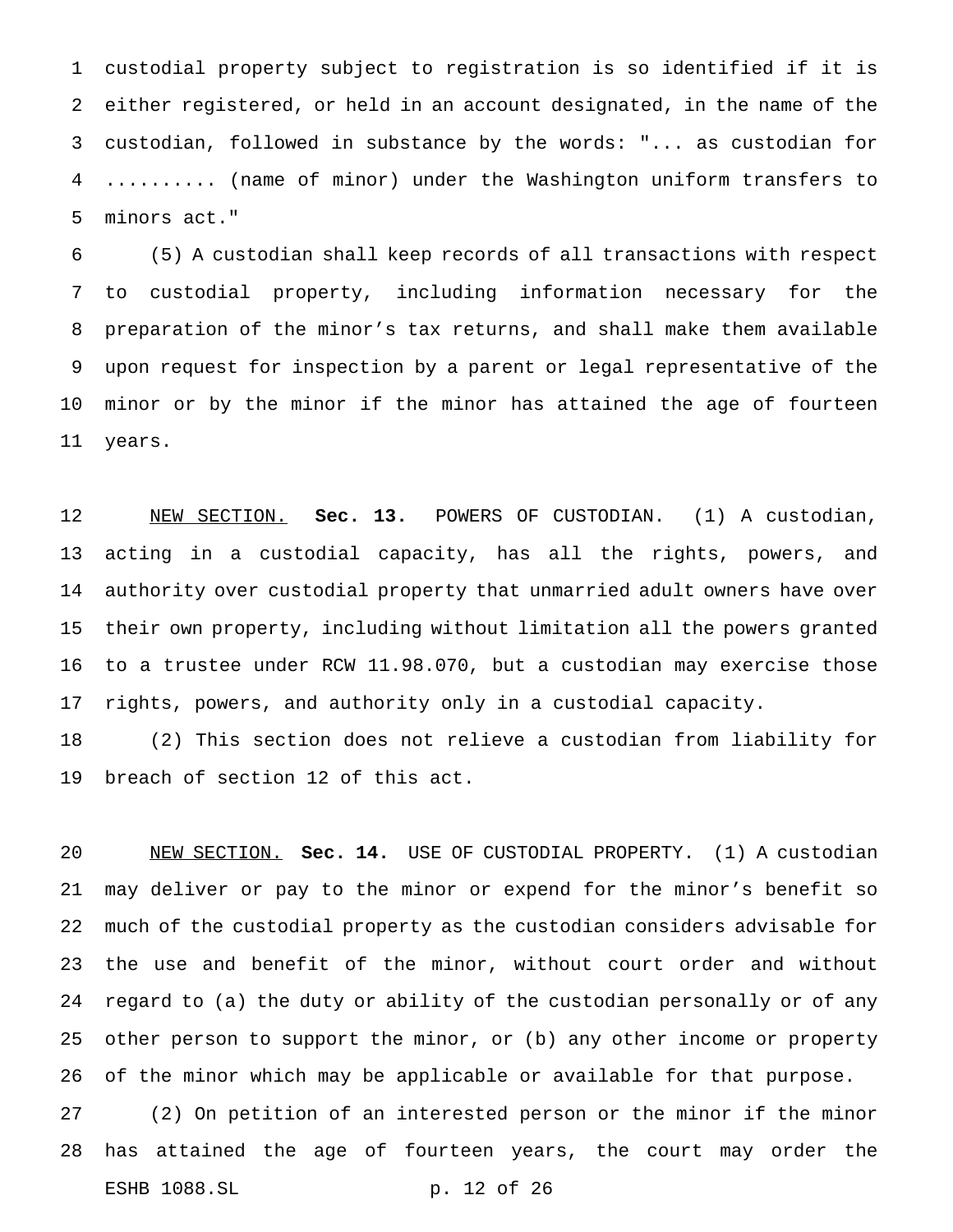custodial property subject to registration is so identified if it is either registered, or held in an account designated, in the name of the custodian, followed in substance by the words: "... as custodian for .......... (name of minor) under the Washington uniform transfers to minors act."

(5) A custodian shall keep records of all transactions with respect to custodial property, including information necessary for the preparation of the minor's tax returns, and shall make them available upon request for inspection by a parent or legal representative of the minor or by the minor if the minor has attained the age of fourteen years.

NEW SECTION. **Sec. 13.** POWERS OF CUSTODIAN. (1) A custodian, acting in a custodial capacity, has all the rights, powers, and authority over custodial property that unmarried adult owners have over their own property, including without limitation all the powers granted to a trustee under RCW 11.98.070, but a custodian may exercise those rights, powers, and authority only in a custodial capacity.

(2) This section does not relieve a custodian from liability for breach of section 12 of this act.

NEW SECTION. **Sec. 14.** USE OF CUSTODIAL PROPERTY. (1) A custodian may deliver or pay to the minor or expend for the minor's benefit so much of the custodial property as the custodian considers advisable for the use and benefit of the minor, without court order and without regard to (a) the duty or ability of the custodian personally or of any other person to support the minor, or (b) any other income or property of the minor which may be applicable or available for that purpose.

(2) On petition of an interested person or the minor if the minor has attained the age of fourteen years, the court may order the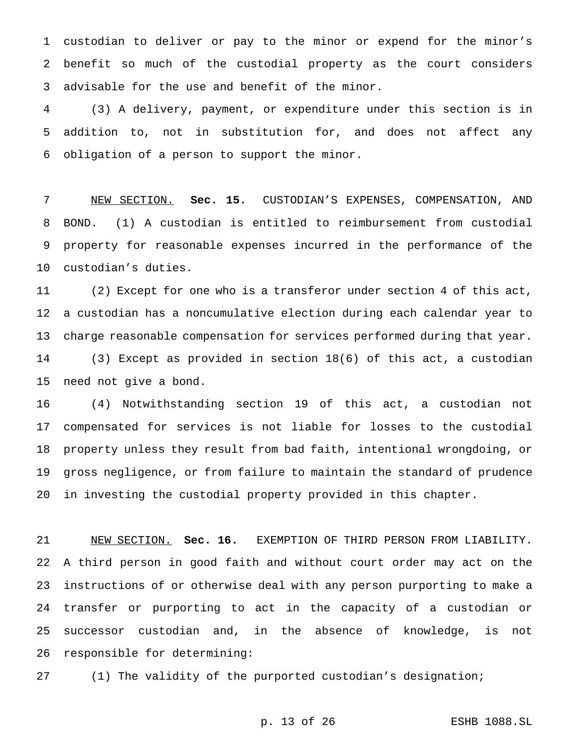custodian to deliver or pay to the minor or expend for the minor's benefit so much of the custodial property as the court considers advisable for the use and benefit of the minor.

(3) A delivery, payment, or expenditure under this section is in addition to, not in substitution for, and does not affect any obligation of a person to support the minor.

NEW SECTION. **Sec. 15.** CUSTODIAN'S EXPENSES, COMPENSATION, AND BOND. (1) A custodian is entitled to reimbursement from custodial property for reasonable expenses incurred in the performance of the custodian's duties.

(2) Except for one who is a transferor under section 4 of this act, a custodian has a noncumulative election during each calendar year to charge reasonable compensation for services performed during that year.

(3) Except as provided in section 18(6) of this act, a custodian need not give a bond.

(4) Notwithstanding section 19 of this act, a custodian not compensated for services is not liable for losses to the custodial property unless they result from bad faith, intentional wrongdoing, or gross negligence, or from failure to maintain the standard of prudence in investing the custodial property provided in this chapter.

NEW SECTION. **Sec. 16.** EXEMPTION OF THIRD PERSON FROM LIABILITY. A third person in good faith and without court order may act on the instructions of or otherwise deal with any person purporting to make a transfer or purporting to act in the capacity of a custodian or successor custodian and, in the absence of knowledge, is not responsible for determining:

(1) The validity of the purported custodian's designation;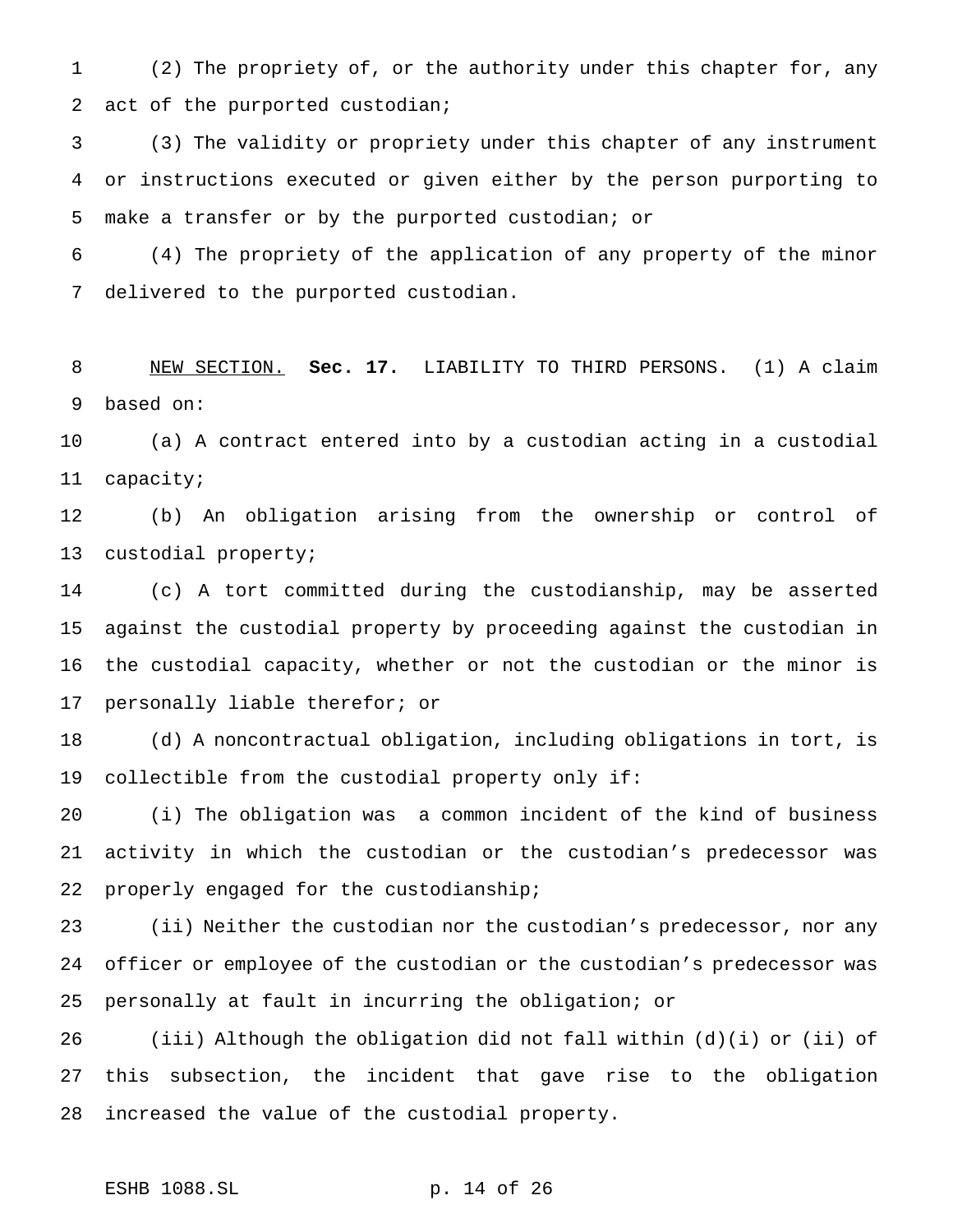(2) The propriety of, or the authority under this chapter for, any act of the purported custodian;

(3) The validity or propriety under this chapter of any instrument or instructions executed or given either by the person purporting to make a transfer or by the purported custodian; or

(4) The propriety of the application of any property of the minor delivered to the purported custodian.

NEW SECTION. **Sec. 17.** LIABILITY TO THIRD PERSONS. (1) A claim based on:

(a) A contract entered into by a custodian acting in a custodial capacity;

(b) An obligation arising from the ownership or control of custodial property;

(c) A tort committed during the custodianship, may be asserted against the custodial property by proceeding against the custodian in the custodial capacity, whether or not the custodian or the minor is personally liable therefor; or

(d) A noncontractual obligation, including obligations in tort, is collectible from the custodial property only if:

(i) The obligation was a common incident of the kind of business activity in which the custodian or the custodian's predecessor was properly engaged for the custodianship;

(ii) Neither the custodian nor the custodian's predecessor, nor any officer or employee of the custodian or the custodian's predecessor was personally at fault in incurring the obligation; or

(iii) Although the obligation did not fall within (d)(i) or (ii) of this subsection, the incident that gave rise to the obligation increased the value of the custodial property.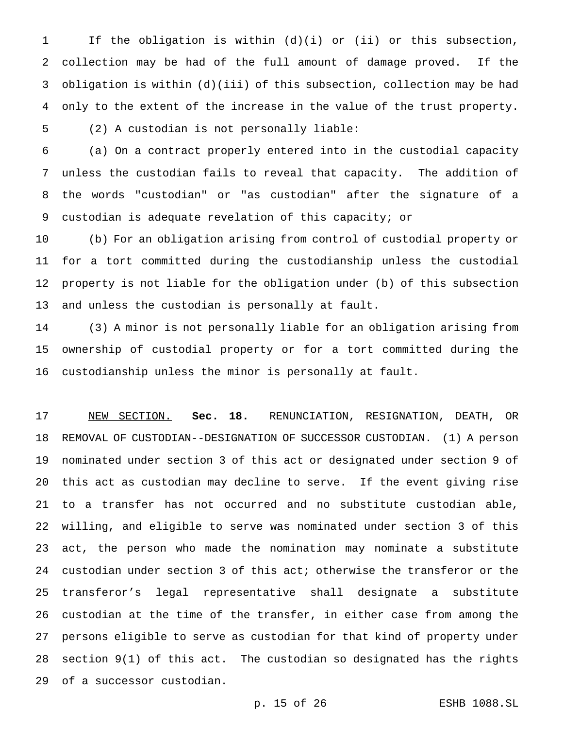If the obligation is within (d)(i) or (ii) or this subsection, collection may be had of the full amount of damage proved. If the obligation is within (d)(iii) of this subsection, collection may be had only to the extent of the increase in the value of the trust property.

(2) A custodian is not personally liable:

(a) On a contract properly entered into in the custodial capacity unless the custodian fails to reveal that capacity. The addition of the words "custodian" or "as custodian" after the signature of a custodian is adequate revelation of this capacity; or

(b) For an obligation arising from control of custodial property or for a tort committed during the custodianship unless the custodial property is not liable for the obligation under (b) of this subsection and unless the custodian is personally at fault.

(3) A minor is not personally liable for an obligation arising from ownership of custodial property or for a tort committed during the custodianship unless the minor is personally at fault.

NEW SECTION. **Sec. 18.** RENUNCIATION, RESIGNATION, DEATH, OR REMOVAL OF CUSTODIAN--DESIGNATION OF SUCCESSOR CUSTODIAN. (1) A person nominated under section 3 of this act or designated under section 9 of this act as custodian may decline to serve. If the event giving rise to a transfer has not occurred and no substitute custodian able, willing, and eligible to serve was nominated under section 3 of this act, the person who made the nomination may nominate a substitute custodian under section 3 of this act; otherwise the transferor or the transferor's legal representative shall designate a substitute custodian at the time of the transfer, in either case from among the persons eligible to serve as custodian for that kind of property under section 9(1) of this act. The custodian so designated has the rights of a successor custodian.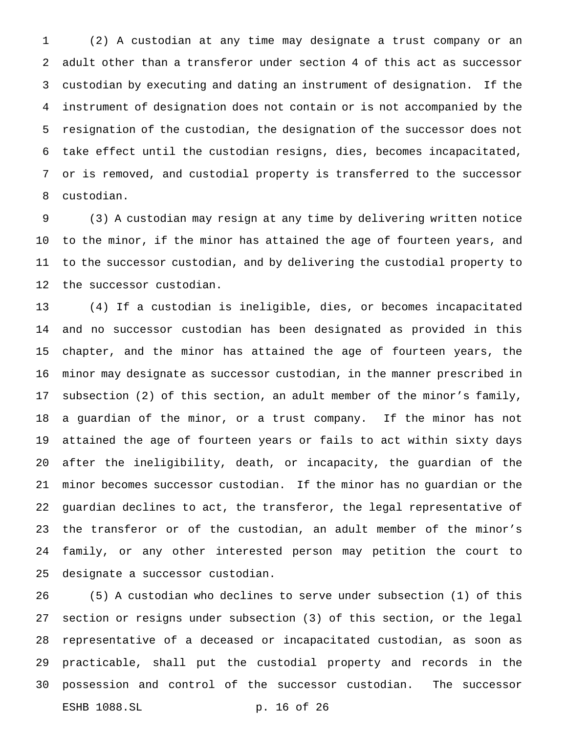(2) A custodian at any time may designate a trust company or an adult other than a transferor under section 4 of this act as successor custodian by executing and dating an instrument of designation. If the instrument of designation does not contain or is not accompanied by the resignation of the custodian, the designation of the successor does not take effect until the custodian resigns, dies, becomes incapacitated, or is removed, and custodial property is transferred to the successor custodian.

(3) A custodian may resign at any time by delivering written notice to the minor, if the minor has attained the age of fourteen years, and to the successor custodian, and by delivering the custodial property to the successor custodian.

(4) If a custodian is ineligible, dies, or becomes incapacitated and no successor custodian has been designated as provided in this chapter, and the minor has attained the age of fourteen years, the minor may designate as successor custodian, in the manner prescribed in subsection (2) of this section, an adult member of the minor's family, a guardian of the minor, or a trust company. If the minor has not attained the age of fourteen years or fails to act within sixty days after the ineligibility, death, or incapacity, the guardian of the minor becomes successor custodian. If the minor has no guardian or the guardian declines to act, the transferor, the legal representative of the transferor or of the custodian, an adult member of the minor's family, or any other interested person may petition the court to designate a successor custodian.

(5) A custodian who declines to serve under subsection (1) of this section or resigns under subsection (3) of this section, or the legal representative of a deceased or incapacitated custodian, as soon as practicable, shall put the custodial property and records in the possession and control of the successor custodian. The successor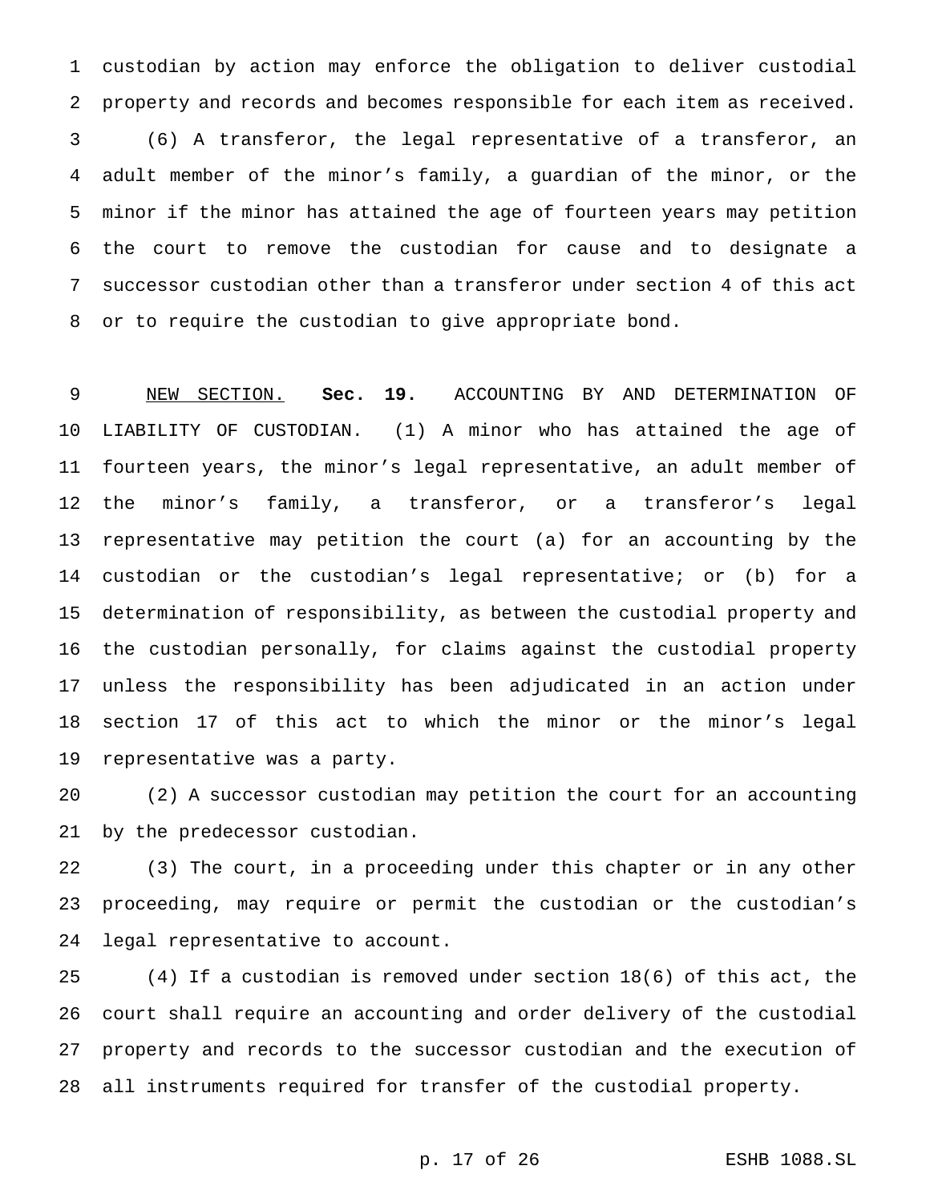custodian by action may enforce the obligation to deliver custodial property and records and becomes responsible for each item as received.

(6) A transferor, the legal representative of a transferor, an adult member of the minor's family, a guardian of the minor, or the minor if the minor has attained the age of fourteen years may petition the court to remove the custodian for cause and to designate a successor custodian other than a transferor under section 4 of this act or to require the custodian to give appropriate bond.

NEW SECTION. **Sec. 19.** ACCOUNTING BY AND DETERMINATION OF LIABILITY OF CUSTODIAN. (1) A minor who has attained the age of fourteen years, the minor's legal representative, an adult member of the minor's family, a transferor, or a transferor's legal representative may petition the court (a) for an accounting by the custodian or the custodian's legal representative; or (b) for a determination of responsibility, as between the custodial property and the custodian personally, for claims against the custodial property unless the responsibility has been adjudicated in an action under section 17 of this act to which the minor or the minor's legal representative was a party.

(2) A successor custodian may petition the court for an accounting by the predecessor custodian.

(3) The court, in a proceeding under this chapter or in any other proceeding, may require or permit the custodian or the custodian's legal representative to account.

(4) If a custodian is removed under section 18(6) of this act, the court shall require an accounting and order delivery of the custodial property and records to the successor custodian and the execution of all instruments required for transfer of the custodial property.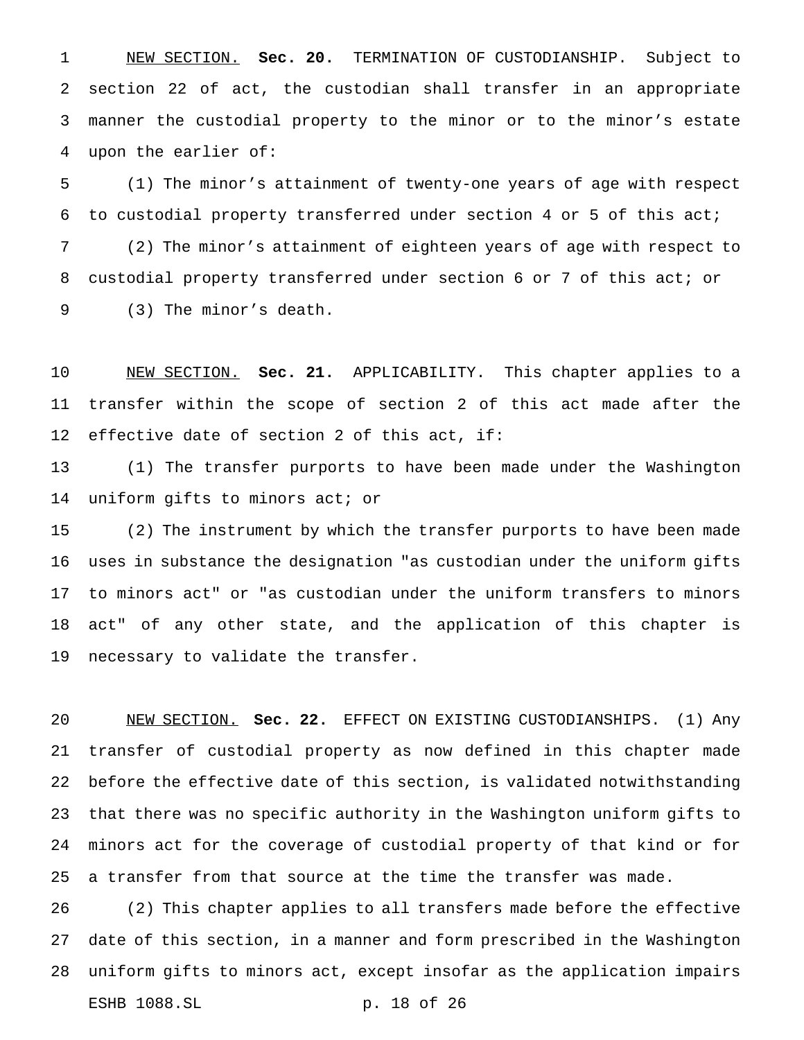NEW SECTION. **Sec. 20.** TERMINATION OF CUSTODIANSHIP. Subject to section 22 of act, the custodian shall transfer in an appropriate manner the custodial property to the minor or to the minor's estate upon the earlier of:

(1) The minor's attainment of twenty-one years of age with respect to custodial property transferred under section 4 or 5 of this act;

(2) The minor's attainment of eighteen years of age with respect to custodial property transferred under section 6 or 7 of this act; or

(3) The minor's death.

NEW SECTION. **Sec. 21.** APPLICABILITY. This chapter applies to a transfer within the scope of section 2 of this act made after the effective date of section 2 of this act, if:

(1) The transfer purports to have been made under the Washington uniform gifts to minors act; or

(2) The instrument by which the transfer purports to have been made uses in substance the designation "as custodian under the uniform gifts to minors act" or "as custodian under the uniform transfers to minors act" of any other state, and the application of this chapter is necessary to validate the transfer.

NEW SECTION. **Sec. 22.** EFFECT ON EXISTING CUSTODIANSHIPS. (1) Any transfer of custodial property as now defined in this chapter made before the effective date of this section, is validated notwithstanding that there was no specific authority in the Washington uniform gifts to minors act for the coverage of custodial property of that kind or for a transfer from that source at the time the transfer was made.

(2) This chapter applies to all transfers made before the effective date of this section, in a manner and form prescribed in the Washington uniform gifts to minors act, except insofar as the application impairs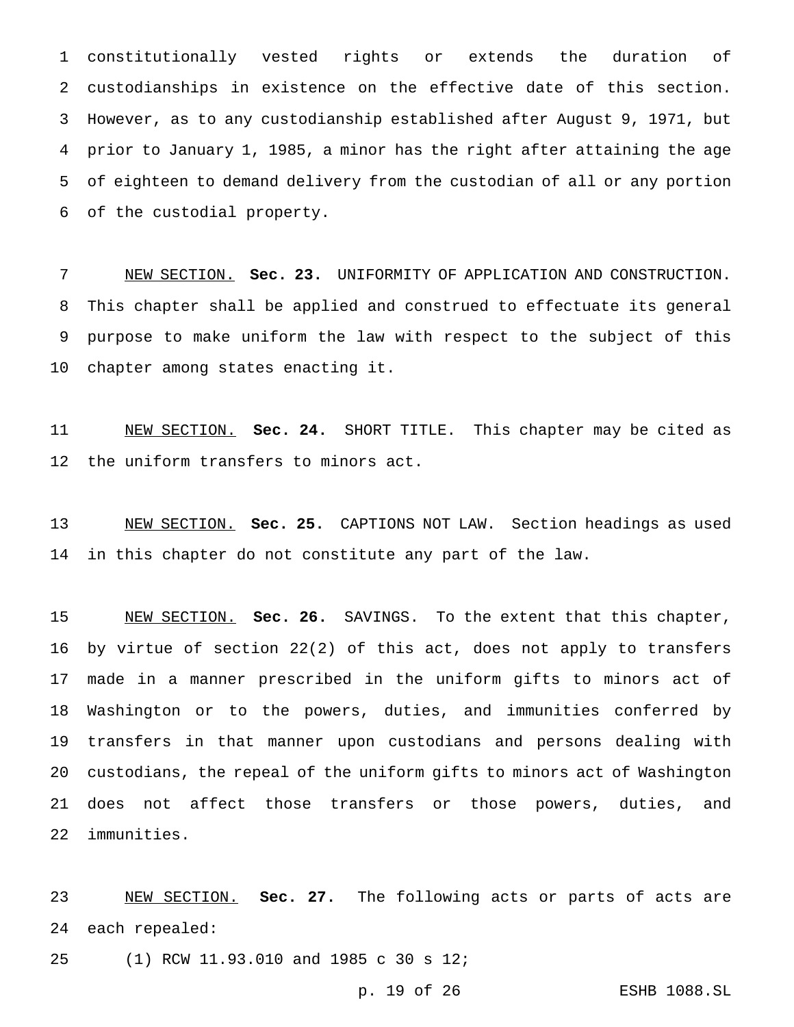constitutionally vested rights or extends the duration of custodianships in existence on the effective date of this section. However, as to any custodianship established after August 9, 1971, but prior to January 1, 1985, a minor has the right after attaining the age of eighteen to demand delivery from the custodian of all or any portion of the custodial property.

NEW SECTION. **Sec. 23.** UNIFORMITY OF APPLICATION AND CONSTRUCTION. This chapter shall be applied and construed to effectuate its general purpose to make uniform the law with respect to the subject of this chapter among states enacting it.

NEW SECTION. **Sec. 24.** SHORT TITLE. This chapter may be cited as the uniform transfers to minors act.

NEW SECTION. **Sec. 25.** CAPTIONS NOT LAW. Section headings as used in this chapter do not constitute any part of the law.

NEW SECTION. **Sec. 26.** SAVINGS. To the extent that this chapter, by virtue of section 22(2) of this act, does not apply to transfers made in a manner prescribed in the uniform gifts to minors act of Washington or to the powers, duties, and immunities conferred by transfers in that manner upon custodians and persons dealing with custodians, the repeal of the uniform gifts to minors act of Washington does not affect those transfers or those powers, duties, and immunities.

NEW SECTION. **Sec. 27.** The following acts or parts of acts are each repealed:

(1) RCW 11.93.010 and 1985 c 30 s 12;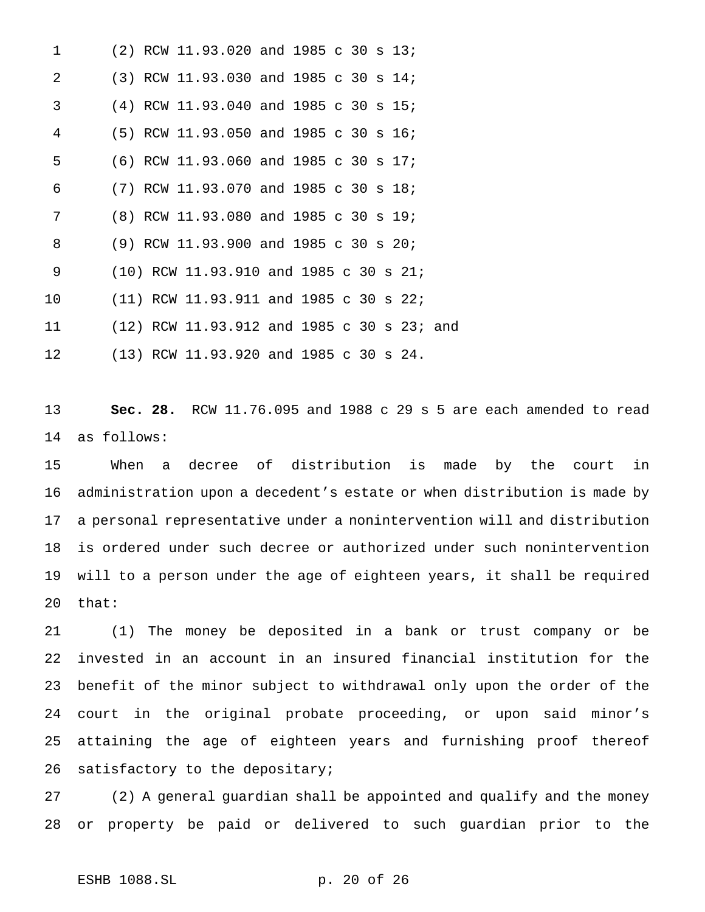(2) RCW 11.93.020 and 1985 c 30 s 13;

(3) RCW 11.93.030 and 1985 c 30 s 14;

(4) RCW 11.93.040 and 1985 c 30 s 15;

(5) RCW 11.93.050 and 1985 c 30 s 16;

(6) RCW 11.93.060 and 1985 c 30 s 17;

(7) RCW 11.93.070 and 1985 c 30 s 18;

(8) RCW 11.93.080 and 1985 c 30 s 19;

(9) RCW 11.93.900 and 1985 c 30 s 20;

(10) RCW 11.93.910 and 1985 c 30 s 21;

(11) RCW 11.93.911 and 1985 c 30 s 22;

(12) RCW 11.93.912 and 1985 c 30 s 23; and

(13) RCW 11.93.920 and 1985 c 30 s 24.

**Sec. 28.** RCW 11.76.095 and 1988 c 29 s 5 are each amended to read as follows:

When a decree of distribution is made by the court in administration upon a decedent's estate or when distribution is made by a personal representative under a nonintervention will and distribution is ordered under such decree or authorized under such nonintervention will to a person under the age of eighteen years, it shall be required that:

(1) The money be deposited in a bank or trust company or be invested in an account in an insured financial institution for the benefit of the minor subject to withdrawal only upon the order of the court in the original probate proceeding, or upon said minor's attaining the age of eighteen years and furnishing proof thereof satisfactory to the depositary;

(2) A general guardian shall be appointed and qualify and the money or property be paid or delivered to such guardian prior to the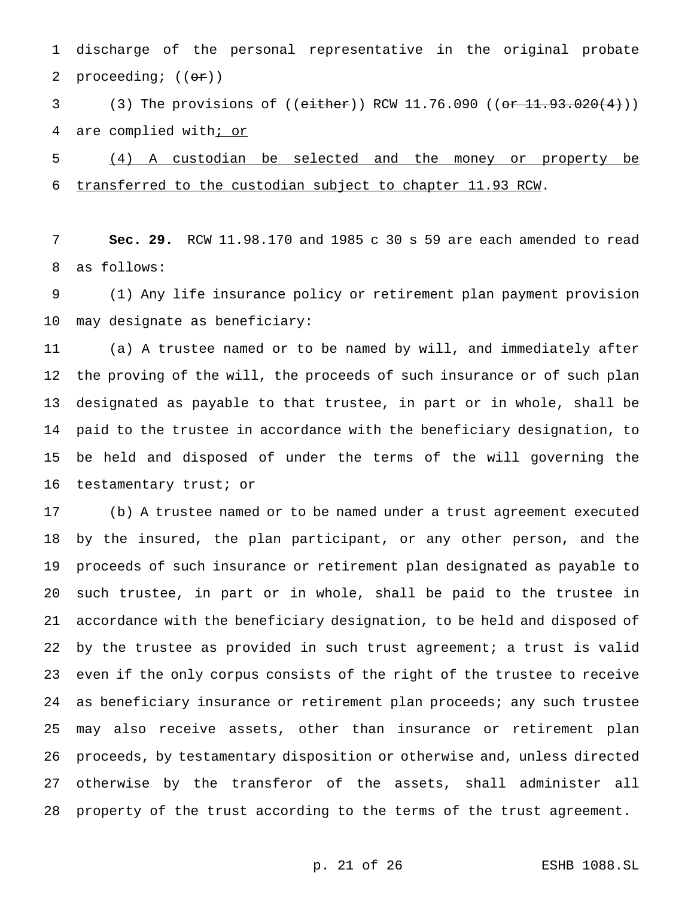discharge of the personal representative in the original probate proceeding; ((~~or~~))

(3) The provisions of ((~~either~~)) RCW 11.76.090 ((~~or 11.93.020(4)~~)) are complied with<u>; or</u>

<u>(4) A custodian be selected and the money or property be transferred to the custodian subject to chapter 11.93 RCW</u>.

**Sec. 29.** RCW 11.98.170 and 1985 c 30 s 59 are each amended to read as follows:

(1) Any life insurance policy or retirement plan payment provision may designate as beneficiary:

(a) A trustee named or to be named by will, and immediately after the proving of the will, the proceeds of such insurance or of such plan designated as payable to that trustee, in part or in whole, shall be paid to the trustee in accordance with the beneficiary designation, to be held and disposed of under the terms of the will governing the testamentary trust; or

(b) A trustee named or to be named under a trust agreement executed by the insured, the plan participant, or any other person, and the proceeds of such insurance or retirement plan designated as payable to such trustee, in part or in whole, shall be paid to the trustee in accordance with the beneficiary designation, to be held and disposed of by the trustee as provided in such trust agreement; a trust is valid even if the only corpus consists of the right of the trustee to receive as beneficiary insurance or retirement plan proceeds; any such trustee may also receive assets, other than insurance or retirement plan proceeds, by testamentary disposition or otherwise and, unless directed otherwise by the transferor of the assets, shall administer all property of the trust according to the terms of the trust agreement.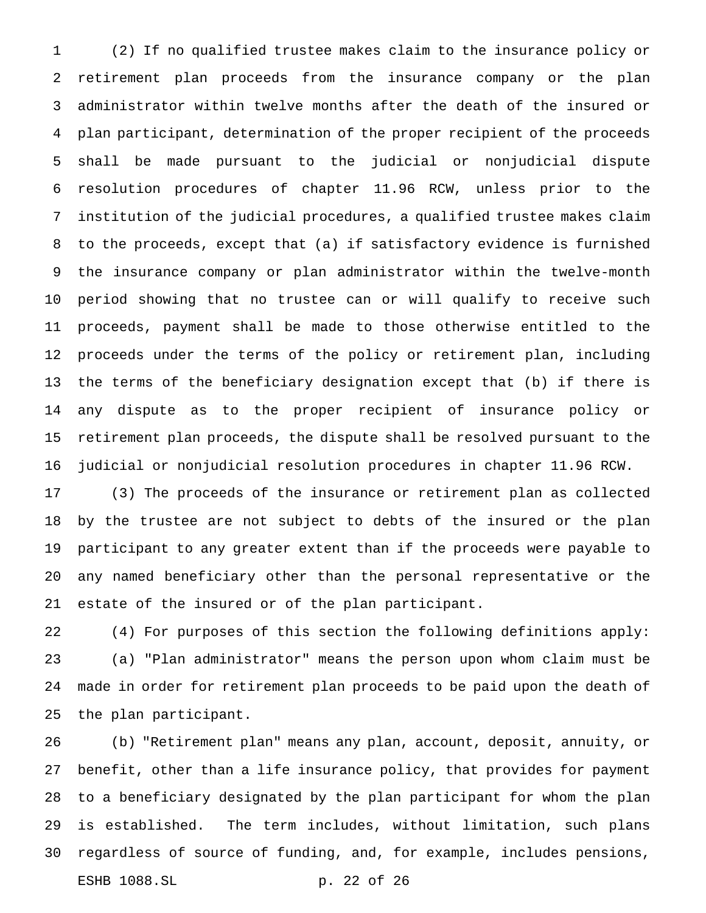(2) If no qualified trustee makes claim to the insurance policy or retirement plan proceeds from the insurance company or the plan administrator within twelve months after the death of the insured or plan participant, determination of the proper recipient of the proceeds shall be made pursuant to the judicial or nonjudicial dispute resolution procedures of chapter 11.96 RCW, unless prior to the institution of the judicial procedures, a qualified trustee makes claim to the proceeds, except that (a) if satisfactory evidence is furnished the insurance company or plan administrator within the twelve-month period showing that no trustee can or will qualify to receive such proceeds, payment shall be made to those otherwise entitled to the proceeds under the terms of the policy or retirement plan, including the terms of the beneficiary designation except that (b) if there is any dispute as to the proper recipient of insurance policy or retirement plan proceeds, the dispute shall be resolved pursuant to the judicial or nonjudicial resolution procedures in chapter 11.96 RCW.

(3) The proceeds of the insurance or retirement plan as collected by the trustee are not subject to debts of the insured or the plan participant to any greater extent than if the proceeds were payable to any named beneficiary other than the personal representative or the estate of the insured or of the plan participant.

(4) For purposes of this section the following definitions apply:

(a) "Plan administrator" means the person upon whom claim must be made in order for retirement plan proceeds to be paid upon the death of the plan participant.

(b) "Retirement plan" means any plan, account, deposit, annuity, or benefit, other than a life insurance policy, that provides for payment to a beneficiary designated by the plan participant for whom the plan is established. The term includes, without limitation, such plans regardless of source of funding, and, for example, includes pensions,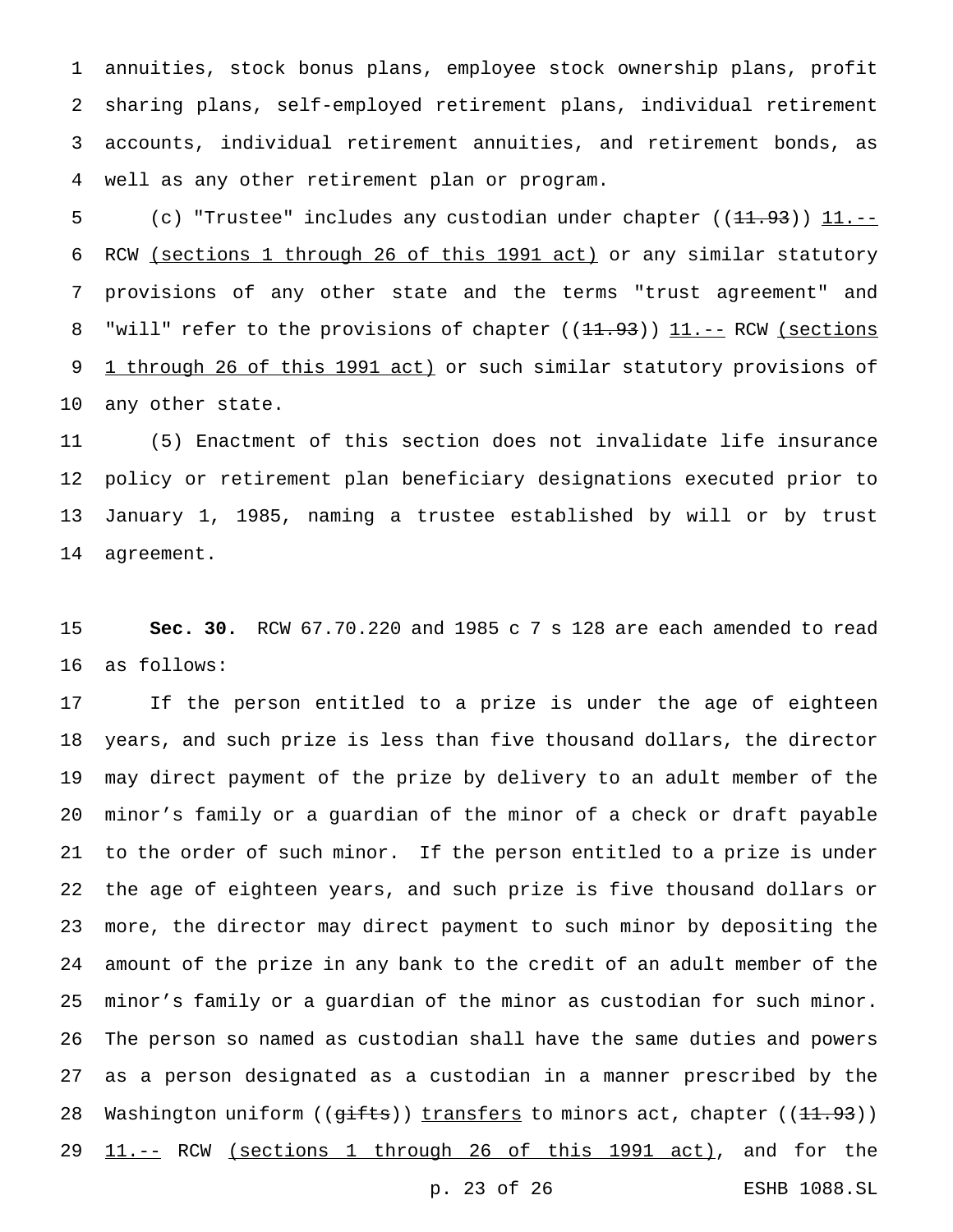annuities, stock bonus plans, employee stock ownership plans, profit sharing plans, self-employed retirement plans, individual retirement accounts, individual retirement annuities, and retirement bonds, as well as any other retirement plan or program.

(c) "Trustee" includes any custodian under chapter ((~~11.93~~)) 11.-- RCW (sections 1 through 26 of this 1991 act) or any similar statutory provisions of any other state and the terms "trust agreement" and "will" refer to the provisions of chapter ((~~11.93~~)) 11.-- RCW (sections 1 through 26 of this 1991 act) or such similar statutory provisions of any other state.

(5) Enactment of this section does not invalidate life insurance policy or retirement plan beneficiary designations executed prior to January 1, 1985, naming a trustee established by will or by trust agreement.

**Sec. 30.** RCW 67.70.220 and 1985 c 7 s 128 are each amended to read as follows:

If the person entitled to a prize is under the age of eighteen years, and such prize is less than five thousand dollars, the director may direct payment of the prize by delivery to an adult member of the minor's family or a guardian of the minor of a check or draft payable to the order of such minor. If the person entitled to a prize is under the age of eighteen years, and such prize is five thousand dollars or more, the director may direct payment to such minor by depositing the amount of the prize in any bank to the credit of an adult member of the minor's family or a guardian of the minor as custodian for such minor. The person so named as custodian shall have the same duties and powers as a person designated as a custodian in a manner prescribed by the Washington uniform ((~~gifts~~)) transfers to minors act, chapter ((~~11.93~~)) 11.-- RCW (sections 1 through 26 of this 1991 act), and for the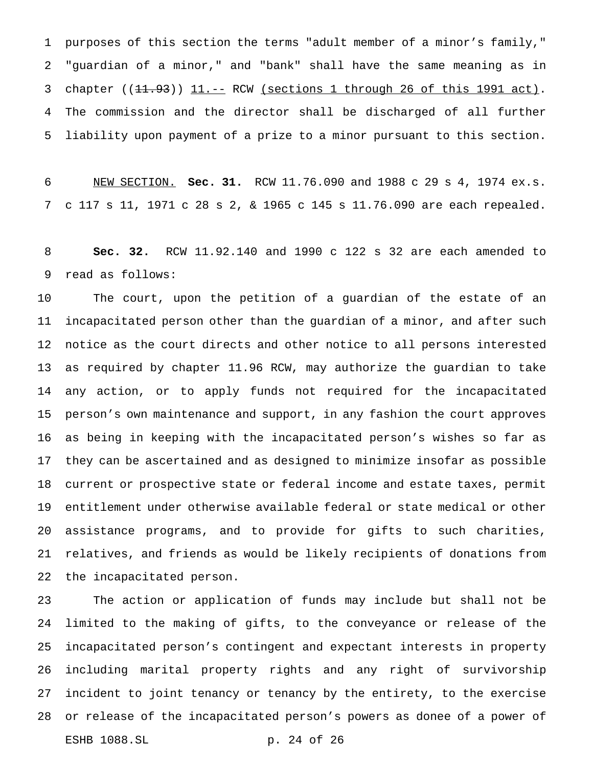purposes of this section the terms "adult member of a minor's family," "guardian of a minor," and "bank" shall have the same meaning as in chapter ((~~11.93~~)) <u>11.--</u> RCW <u>(sections 1 through 26 of this 1991 act)</u>. The commission and the director shall be discharged of all further liability upon payment of a prize to a minor pursuant to this section.

<u>NEW SECTION.</u> **Sec. 31.** RCW 11.76.090 and 1988 c 29 s 4, 1974 ex.s. c 117 s 11, 1971 c 28 s 2, & 1965 c 145 s 11.76.090 are each repealed.

**Sec. 32.** RCW 11.92.140 and 1990 c 122 s 32 are each amended to read as follows:

The court, upon the petition of a guardian of the estate of an incapacitated person other than the guardian of a minor, and after such notice as the court directs and other notice to all persons interested as required by chapter 11.96 RCW, may authorize the guardian to take any action, or to apply funds not required for the incapacitated person's own maintenance and support, in any fashion the court approves as being in keeping with the incapacitated person's wishes so far as they can be ascertained and as designed to minimize insofar as possible current or prospective state or federal income and estate taxes, permit entitlement under otherwise available federal or state medical or other assistance programs, and to provide for gifts to such charities, relatives, and friends as would be likely recipients of donations from the incapacitated person.

The action or application of funds may include but shall not be limited to the making of gifts, to the conveyance or release of the incapacitated person's contingent and expectant interests in property including marital property rights and any right of survivorship incident to joint tenancy or tenancy by the entirety, to the exercise or release of the incapacitated person's powers as donee of a power of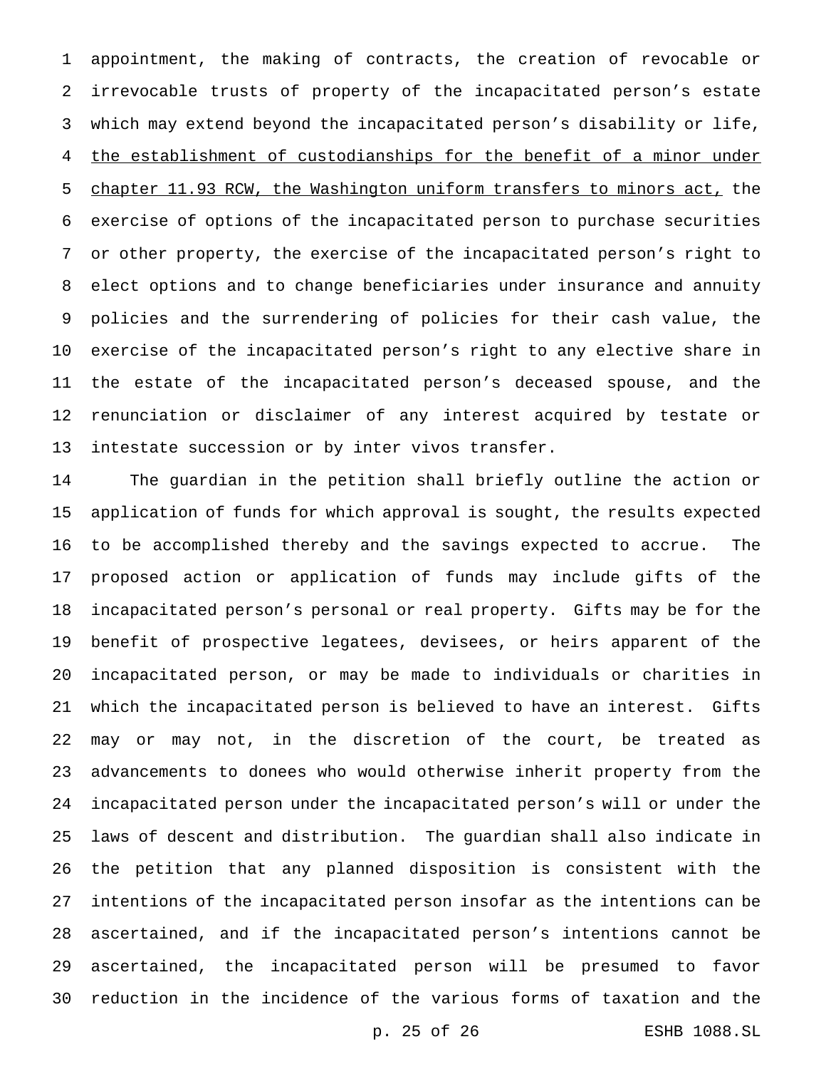appointment, the making of contracts, the creation of revocable or irrevocable trusts of property of the incapacitated person's estate which may extend beyond the incapacitated person's disability or life, <u>the establishment of custodianships for the benefit of a minor under chapter 11.93 RCW, the Washington uniform transfers to minors act,</u> the exercise of options of the incapacitated person to purchase securities or other property, the exercise of the incapacitated person's right to elect options and to change beneficiaries under insurance and annuity policies and the surrendering of policies for their cash value, the exercise of the incapacitated person's right to any elective share in the estate of the incapacitated person's deceased spouse, and the renunciation or disclaimer of any interest acquired by testate or intestate succession or by inter vivos transfer.

The guardian in the petition shall briefly outline the action or application of funds for which approval is sought, the results expected to be accomplished thereby and the savings expected to accrue. The proposed action or application of funds may include gifts of the incapacitated person's personal or real property. Gifts may be for the benefit of prospective legatees, devisees, or heirs apparent of the incapacitated person, or may be made to individuals or charities in which the incapacitated person is believed to have an interest. Gifts may or may not, in the discretion of the court, be treated as advancements to donees who would otherwise inherit property from the incapacitated person under the incapacitated person's will or under the laws of descent and distribution. The guardian shall also indicate in the petition that any planned disposition is consistent with the intentions of the incapacitated person insofar as the intentions can be ascertained, and if the incapacitated person's intentions cannot be ascertained, the incapacitated person will be presumed to favor reduction in the incidence of the various forms of taxation and the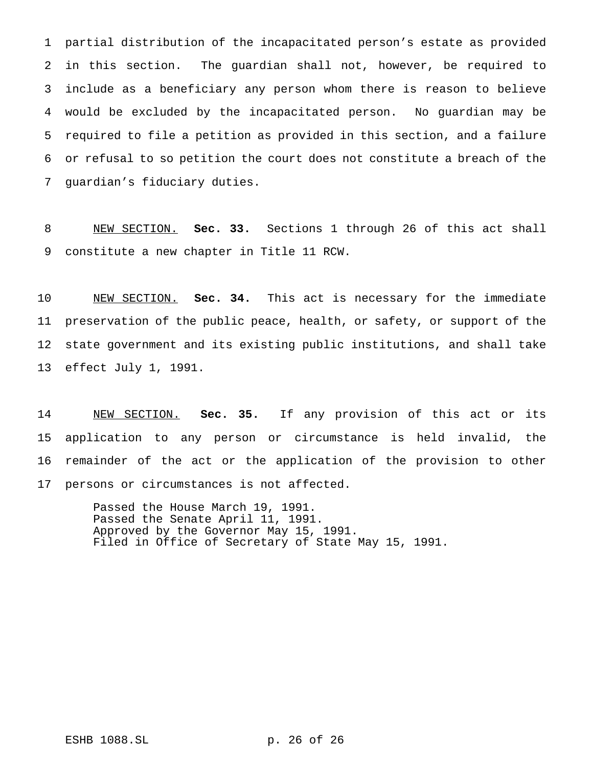partial distribution of the incapacitated person's estate as provided in this section. The guardian shall not, however, be required to include as a beneficiary any person whom there is reason to believe would be excluded by the incapacitated person. No guardian may be required to file a petition as provided in this section, and a failure or refusal to so petition the court does not constitute a breach of the guardian's fiduciary duties.

NEW SECTION. **Sec. 33.** Sections 1 through 26 of this act shall constitute a new chapter in Title 11 RCW.

NEW SECTION. **Sec. 34.** This act is necessary for the immediate preservation of the public peace, health, or safety, or support of the state government and its existing public institutions, and shall take effect July 1, 1991.

NEW SECTION. **Sec. 35.** If any provision of this act or its application to any person or circumstance is held invalid, the remainder of the act or the application of the provision to other persons or circumstances is not affected.

Passed the House March 19, 1991.
Passed the Senate April 11, 1991.
Approved by the Governor May 15, 1991.
Filed in Office of Secretary of State May 15, 1991.